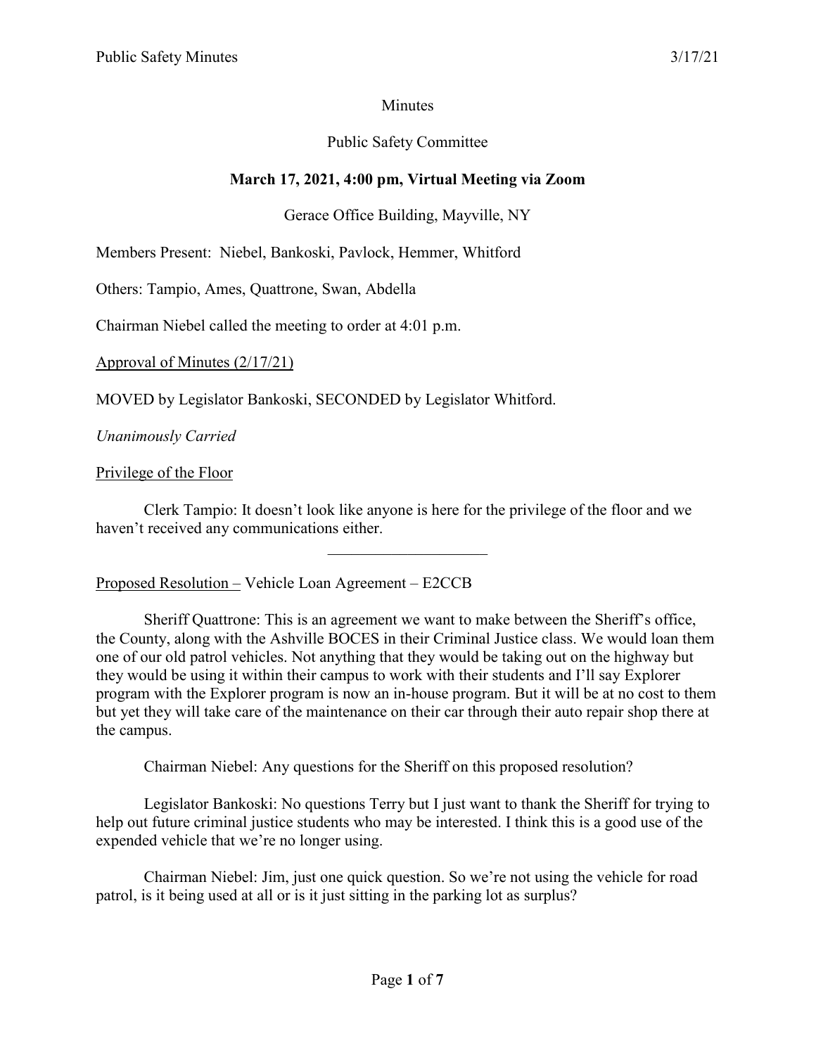Minutes

Public Safety Committee

**March 17, 2021, 4:00 pm, Virtual Meeting via Zoom**

Gerace Office Building, Mayville, NY

Members Present: Niebel, Bankoski, Pavlock, Hemmer, Whitford

Others: Tampio, Ames, Quattrone, Swan, Abdella

Chairman Niebel called the meeting to order at 4:01 p.m.

Approval of Minutes (2/17/21)

MOVED by Legislator Bankoski, SECONDED by Legislator Whitford.

*Unanimously Carried*

Privilege of the Floor

Clerk Tampio: It doesn't look like anyone is here for the privilege of the floor and we haven't received any communications either.

---

Proposed Resolution – Vehicle Loan Agreement – E2CCB

Sheriff Quattrone: This is an agreement we want to make between the Sheriff's office, the County, along with the Ashville BOCES in their Criminal Justice class. We would loan them one of our old patrol vehicles. Not anything that they would be taking out on the highway but they would be using it within their campus to work with their students and I'll say Explorer program with the Explorer program is now an in-house program. But it will be at no cost to them but yet they will take care of the maintenance on their car through their auto repair shop there at the campus.

Chairman Niebel: Any questions for the Sheriff on this proposed resolution?

Legislator Bankoski: No questions Terry but I just want to thank the Sheriff for trying to help out future criminal justice students who may be interested. I think this is a good use of the expended vehicle that we're no longer using.

Chairman Niebel: Jim, just one quick question. So we're not using the vehicle for road patrol, is it being used at all or is it just sitting in the parking lot as surplus?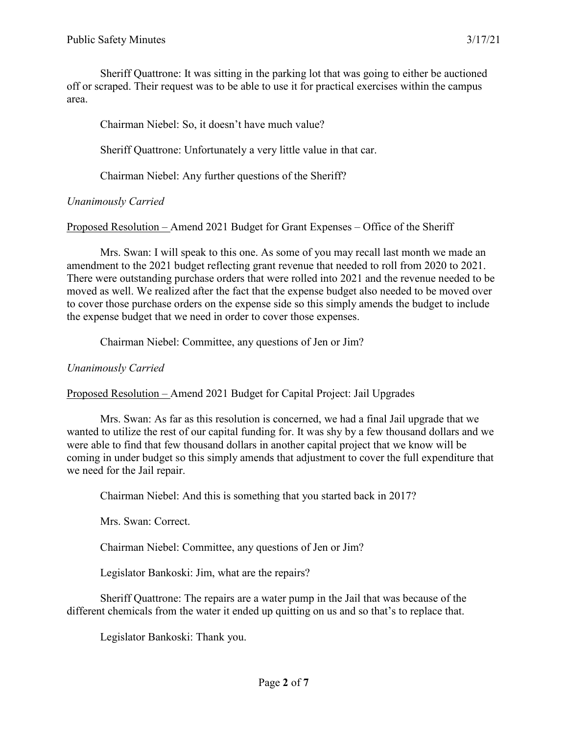Sheriff Quattrone: It was sitting in the parking lot that was going to either be auctioned off or scraped. Their request was to be able to use it for practical exercises within the campus area.

Chairman Niebel: So, it doesn't have much value?

Sheriff Quattrone: Unfortunately a very little value in that car.

Chairman Niebel: Any further questions of the Sheriff?

*Unanimously Carried*

Proposed Resolution – Amend 2021 Budget for Grant Expenses – Office of the Sheriff

Mrs. Swan: I will speak to this one. As some of you may recall last month we made an amendment to the 2021 budget reflecting grant revenue that needed to roll from 2020 to 2021. There were outstanding purchase orders that were rolled into 2021 and the revenue needed to be moved as well. We realized after the fact that the expense budget also needed to be moved over to cover those purchase orders on the expense side so this simply amends the budget to include the expense budget that we need in order to cover those expenses.

Chairman Niebel: Committee, any questions of Jen or Jim?

*Unanimously Carried*

Proposed Resolution – Amend 2021 Budget for Capital Project: Jail Upgrades

Mrs. Swan: As far as this resolution is concerned, we had a final Jail upgrade that we wanted to utilize the rest of our capital funding for. It was shy by a few thousand dollars and we were able to find that few thousand dollars in another capital project that we know will be coming in under budget so this simply amends that adjustment to cover the full expenditure that we need for the Jail repair.

Chairman Niebel: And this is something that you started back in 2017?

Mrs. Swan: Correct.

Chairman Niebel: Committee, any questions of Jen or Jim?

Legislator Bankoski: Jim, what are the repairs?

Sheriff Quattrone: The repairs are a water pump in the Jail that was because of the different chemicals from the water it ended up quitting on us and so that's to replace that.

Legislator Bankoski: Thank you.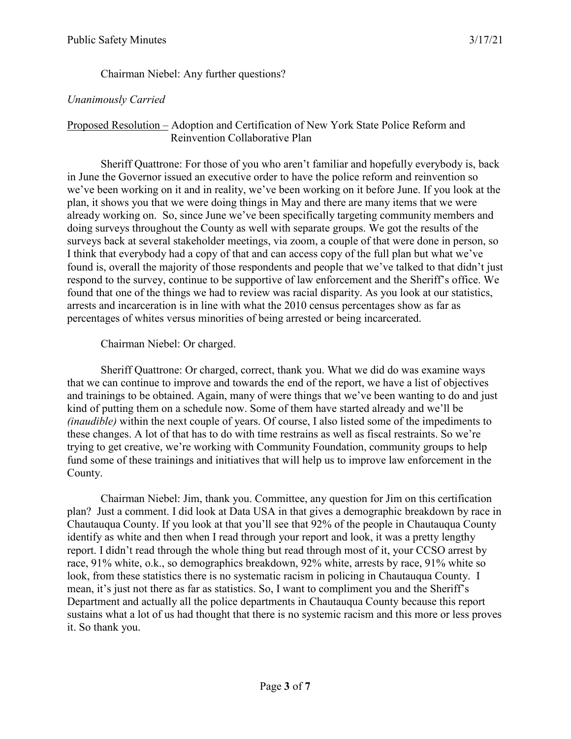Chairman Niebel: Any further questions?

*Unanimously Carried*

Proposed Resolution – Adoption and Certification of New York State Police Reform and Reinvention Collaborative Plan

Sheriff Quattrone: For those of you who aren't familiar and hopefully everybody is, back in June the Governor issued an executive order to have the police reform and reinvention so we've been working on it and in reality, we've been working on it before June. If you look at the plan, it shows you that we were doing things in May and there are many items that we were already working on. So, since June we've been specifically targeting community members and doing surveys throughout the County as well with separate groups. We got the results of the surveys back at several stakeholder meetings, via zoom, a couple of that were done in person, so I think that everybody had a copy of that and can access copy of the full plan but what we've found is, overall the majority of those respondents and people that we've talked to that didn't just respond to the survey, continue to be supportive of law enforcement and the Sheriff's office. We found that one of the things we had to review was racial disparity. As you look at our statistics, arrests and incarceration is in line with what the 2010 census percentages show as far as percentages of whites versus minorities of being arrested or being incarcerated.

Chairman Niebel: Or charged.

Sheriff Quattrone: Or charged, correct, thank you. What we did do was examine ways that we can continue to improve and towards the end of the report, we have a list of objectives and trainings to be obtained. Again, many of were things that we've been wanting to do and just kind of putting them on a schedule now. Some of them have started already and we'll be *(inaudible)* within the next couple of years. Of course, I also listed some of the impediments to these changes. A lot of that has to do with time restrains as well as fiscal restraints. So we're trying to get creative, we're working with Community Foundation, community groups to help fund some of these trainings and initiatives that will help us to improve law enforcement in the County.

Chairman Niebel: Jim, thank you. Committee, any question for Jim on this certification plan? Just a comment. I did look at Data USA in that gives a demographic breakdown by race in Chautauqua County. If you look at that you'll see that 92% of the people in Chautauqua County identify as white and then when I read through your report and look, it was a pretty lengthy report. I didn't read through the whole thing but read through most of it, your CCSO arrest by race, 91% white, o.k., so demographics breakdown, 92% white, arrests by race, 91% white so look, from these statistics there is no systematic racism in policing in Chautauqua County. I mean, it's just not there as far as statistics. So, I want to compliment you and the Sheriff's Department and actually all the police departments in Chautauqua County because this report sustains what a lot of us had thought that there is no systemic racism and this more or less proves it. So thank you.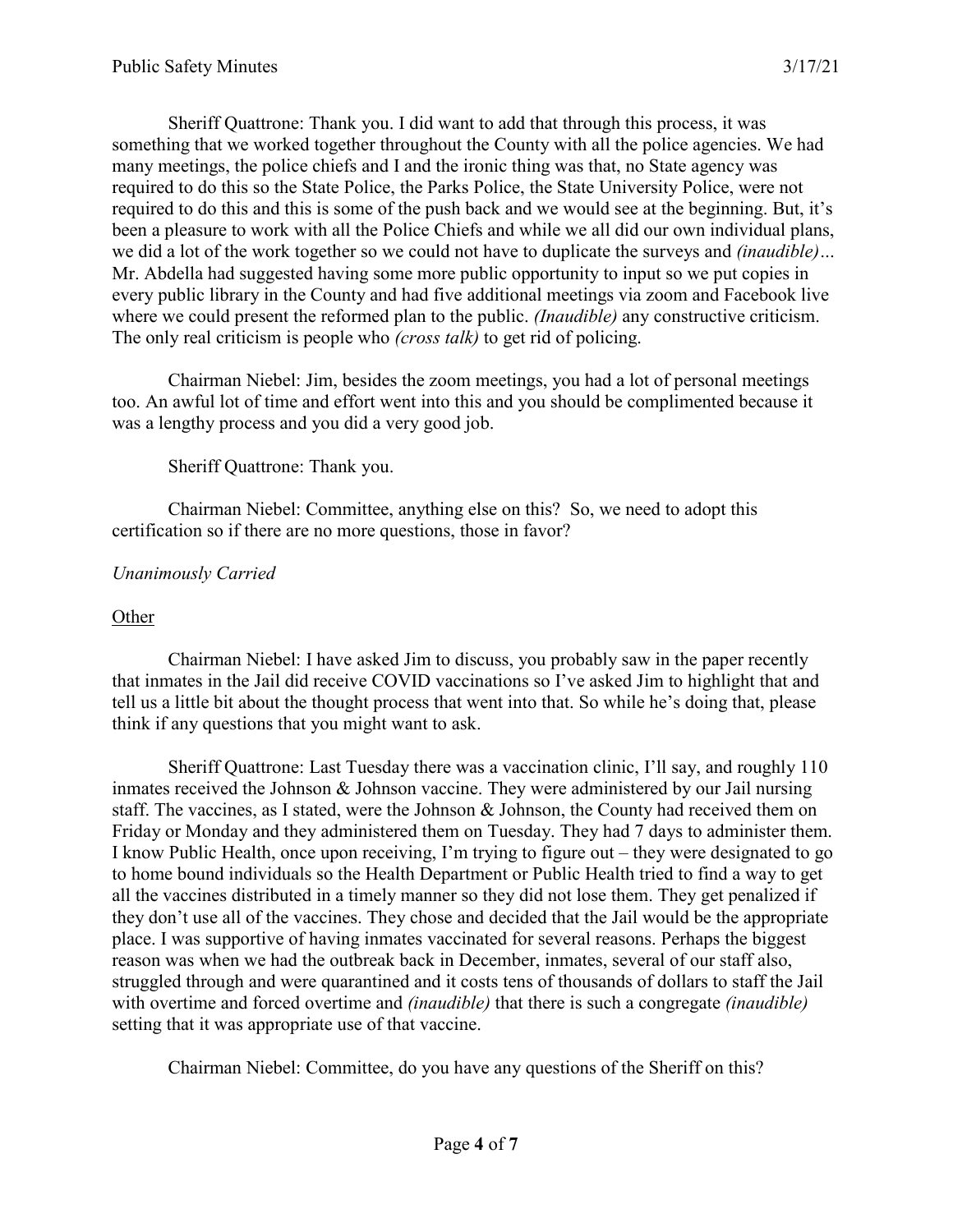Sheriff Quattrone: Thank you. I did want to add that through this process, it was something that we worked together throughout the County with all the police agencies. We had many meetings, the police chiefs and I and the ironic thing was that, no State agency was required to do this so the State Police, the Parks Police, the State University Police, were not required to do this and this is some of the push back and we would see at the beginning. But, it's been a pleasure to work with all the Police Chiefs and while we all did our own individual plans, we did a lot of the work together so we could not have to duplicate the surveys and *(inaudible)*… Mr. Abdella had suggested having some more public opportunity to input so we put copies in every public library in the County and had five additional meetings via zoom and Facebook live where we could present the reformed plan to the public. *(Inaudible)* any constructive criticism. The only real criticism is people who *(cross talk)* to get rid of policing.

Chairman Niebel: Jim, besides the zoom meetings, you had a lot of personal meetings too. An awful lot of time and effort went into this and you should be complimented because it was a lengthy process and you did a very good job.

Sheriff Quattrone: Thank you.

Chairman Niebel: Committee, anything else on this? So, we need to adopt this certification so if there are no more questions, those in favor?

*Unanimously Carried*

Other

Chairman Niebel: I have asked Jim to discuss, you probably saw in the paper recently that inmates in the Jail did receive COVID vaccinations so I've asked Jim to highlight that and tell us a little bit about the thought process that went into that. So while he's doing that, please think if any questions that you might want to ask.

Sheriff Quattrone: Last Tuesday there was a vaccination clinic, I'll say, and roughly 110 inmates received the Johnson & Johnson vaccine. They were administered by our Jail nursing staff. The vaccines, as I stated, were the Johnson & Johnson, the County had received them on Friday or Monday and they administered them on Tuesday. They had 7 days to administer them. I know Public Health, once upon receiving, I'm trying to figure out – they were designated to go to home bound individuals so the Health Department or Public Health tried to find a way to get all the vaccines distributed in a timely manner so they did not lose them. They get penalized if they don't use all of the vaccines. They chose and decided that the Jail would be the appropriate place. I was supportive of having inmates vaccinated for several reasons. Perhaps the biggest reason was when we had the outbreak back in December, inmates, several of our staff also, struggled through and were quarantined and it costs tens of thousands of dollars to staff the Jail with overtime and forced overtime and *(inaudible)* that there is such a congregate *(inaudible)* setting that it was appropriate use of that vaccine.

Chairman Niebel: Committee, do you have any questions of the Sheriff on this?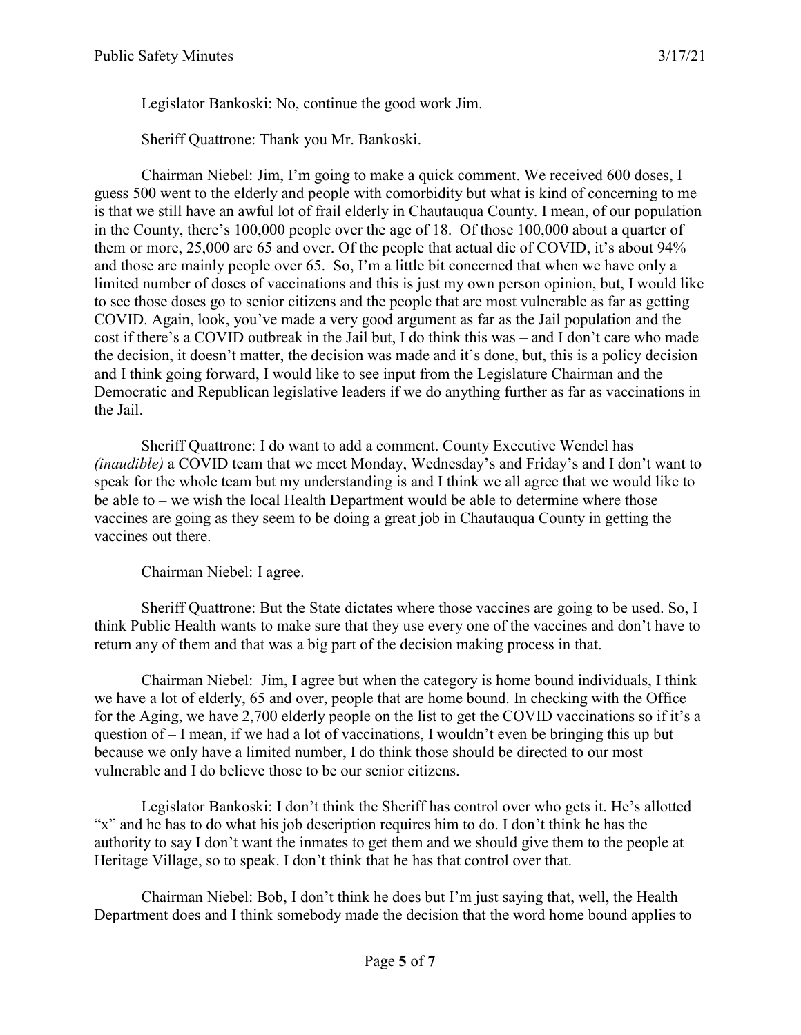Legislator Bankoski: No, continue the good work Jim.

Sheriff Quattrone: Thank you Mr. Bankoski.

Chairman Niebel: Jim, I'm going to make a quick comment. We received 600 doses, I guess 500 went to the elderly and people with comorbidity but what is kind of concerning to me is that we still have an awful lot of frail elderly in Chautauqua County. I mean, of our population in the County, there's 100,000 people over the age of 18. Of those 100,000 about a quarter of them or more, 25,000 are 65 and over. Of the people that actual die of COVID, it's about 94% and those are mainly people over 65. So, I'm a little bit concerned that when we have only a limited number of doses of vaccinations and this is just my own person opinion, but, I would like to see those doses go to senior citizens and the people that are most vulnerable as far as getting COVID. Again, look, you've made a very good argument as far as the Jail population and the cost if there's a COVID outbreak in the Jail but, I do think this was – and I don't care who made the decision, it doesn't matter, the decision was made and it's done, but, this is a policy decision and I think going forward, I would like to see input from the Legislature Chairman and the Democratic and Republican legislative leaders if we do anything further as far as vaccinations in the Jail.

Sheriff Quattrone: I do want to add a comment. County Executive Wendel has *(inaudible)* a COVID team that we meet Monday, Wednesday's and Friday's and I don't want to speak for the whole team but my understanding is and I think we all agree that we would like to be able to – we wish the local Health Department would be able to determine where those vaccines are going as they seem to be doing a great job in Chautauqua County in getting the vaccines out there.

Chairman Niebel: I agree.

Sheriff Quattrone: But the State dictates where those vaccines are going to be used. So, I think Public Health wants to make sure that they use every one of the vaccines and don't have to return any of them and that was a big part of the decision making process in that.

Chairman Niebel: Jim, I agree but when the category is home bound individuals, I think we have a lot of elderly, 65 and over, people that are home bound. In checking with the Office for the Aging, we have 2,700 elderly people on the list to get the COVID vaccinations so if it's a question of – I mean, if we had a lot of vaccinations, I wouldn't even be bringing this up but because we only have a limited number, I do think those should be directed to our most vulnerable and I do believe those to be our senior citizens.

Legislator Bankoski: I don't think the Sheriff has control over who gets it. He's allotted "x" and he has to do what his job description requires him to do. I don't think he has the authority to say I don't want the inmates to get them and we should give them to the people at Heritage Village, so to speak. I don't think that he has that control over that.

Chairman Niebel: Bob, I don't think he does but I'm just saying that, well, the Health Department does and I think somebody made the decision that the word home bound applies to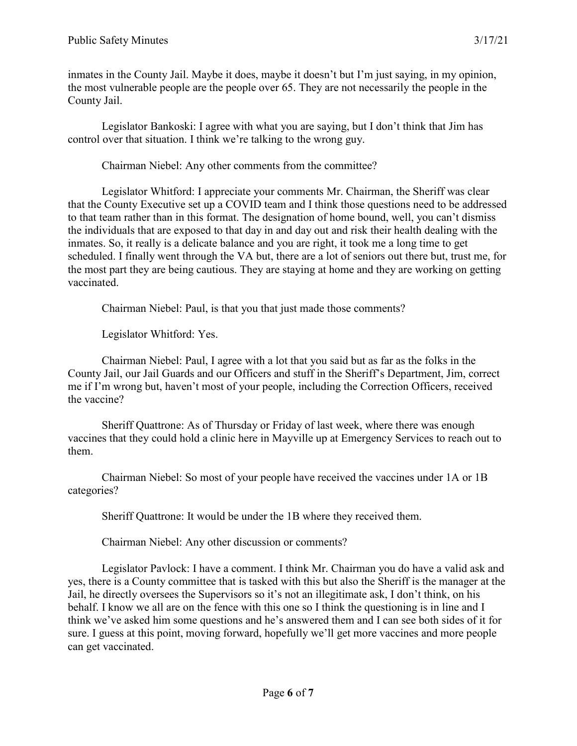inmates in the County Jail. Maybe it does, maybe it doesn't but I'm just saying, in my opinion, the most vulnerable people are the people over 65. They are not necessarily the people in the County Jail.

Legislator Bankoski: I agree with what you are saying, but I don't think that Jim has control over that situation. I think we're talking to the wrong guy.

Chairman Niebel: Any other comments from the committee?

Legislator Whitford: I appreciate your comments Mr. Chairman, the Sheriff was clear that the County Executive set up a COVID team and I think those questions need to be addressed to that team rather than in this format. The designation of home bound, well, you can't dismiss the individuals that are exposed to that day in and day out and risk their health dealing with the inmates. So, it really is a delicate balance and you are right, it took me a long time to get scheduled. I finally went through the VA but, there are a lot of seniors out there but, trust me, for the most part they are being cautious. They are staying at home and they are working on getting vaccinated.

Chairman Niebel: Paul, is that you that just made those comments?

Legislator Whitford: Yes.

Chairman Niebel: Paul, I agree with a lot that you said but as far as the folks in the County Jail, our Jail Guards and our Officers and stuff in the Sheriff's Department, Jim, correct me if I'm wrong but, haven't most of your people, including the Correction Officers, received the vaccine?

Sheriff Quattrone: As of Thursday or Friday of last week, where there was enough vaccines that they could hold a clinic here in Mayville up at Emergency Services to reach out to them.

Chairman Niebel: So most of your people have received the vaccines under 1A or 1B categories?

Sheriff Quattrone: It would be under the 1B where they received them.

Chairman Niebel: Any other discussion or comments?

Legislator Pavlock: I have a comment. I think Mr. Chairman you do have a valid ask and yes, there is a County committee that is tasked with this but also the Sheriff is the manager at the Jail, he directly oversees the Supervisors so it's not an illegitimate ask, I don't think, on his behalf. I know we all are on the fence with this one so I think the questioning is in line and I think we've asked him some questions and he's answered them and I can see both sides of it for sure. I guess at this point, moving forward, hopefully we'll get more vaccines and more people can get vaccinated.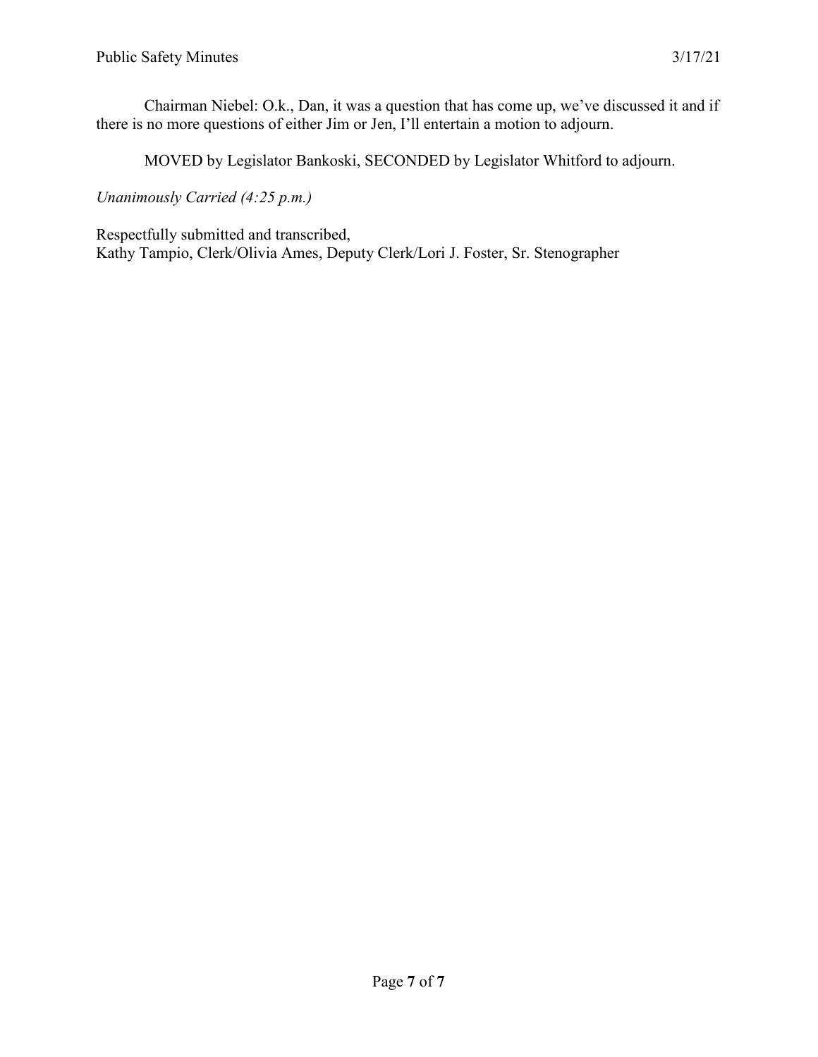Chairman Niebel: O.k., Dan, it was a question that has come up, we've discussed it and if there is no more questions of either Jim or Jen, I'll entertain a motion to adjourn.

MOVED by Legislator Bankoski, SECONDED by Legislator Whitford to adjourn.

*Unanimously Carried (4:25 p.m.)*

Respectfully submitted and transcribed,
Kathy Tampio, Clerk/Olivia Ames, Deputy Clerk/Lori J. Foster, Sr. Stenographer